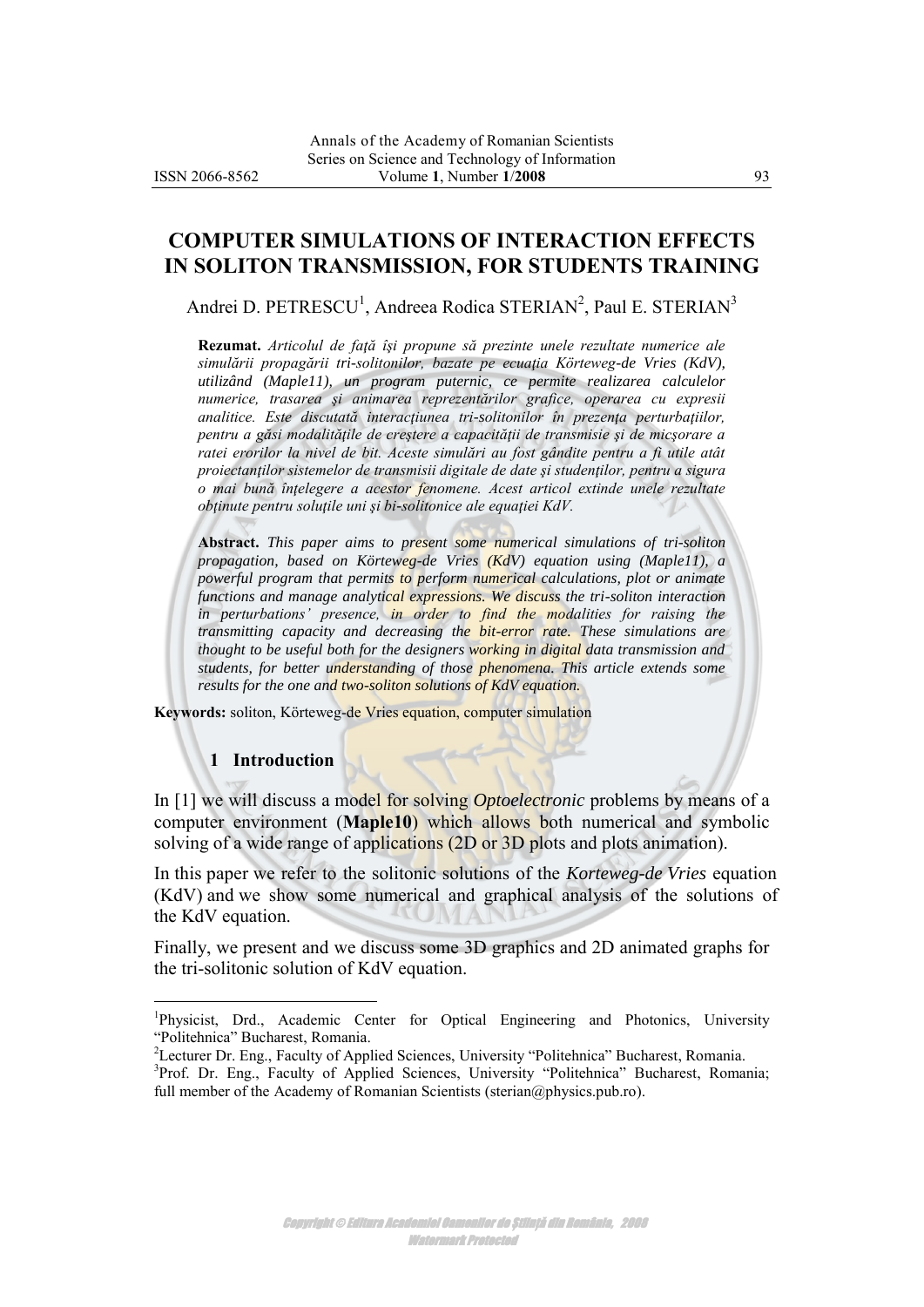# COMPUTER SIMULATIONS OF INTERACTION EFFECTS IN SOLITON TRANSMISSION, FOR STUDENTS TRAINING

Andrei D. PETRESCU[1], Andreea Rodica STERIAN[2], Paul E. STERIAN[3]

**Rezumat.** *Articolul de față își propune să prezinte unele rezultate numerice ale simulării propagării tri-solitonilor, bazate pe ecuația Körteweg-de Vries (KdV), utilizând (Maple11), un program puternic, ce permite realizarea calculelor numerice, trasarea și animarea reprezentărilor grafice, operarea cu expresii analitice. Este discutată interacțiunea tri-solitonilor în prezența perturbațiilor, pentru a găsi modalitățile de creștere a capacității de transmisie și de micșorare a ratei erorilor la nivel de bit. Aceste simulări au fost gândite pentru a fi utile atât proiectanților sistemelor de transmisii digitale de date și studenților, pentru a sigura o mai bună înțelegere a acestor fenomene. Acest articol extinde unele rezultate obținute pentru soluțiile uni și bi-solitonice ale ecuației KdV.*

**Abstract.** *This paper aims to present some numerical simulations of tri-soliton propagation, based on Körteweg-de Vries (KdV) equation using (Maple11), a powerful program that permits to perform numerical calculations, plot or animate functions and manage analytical expressions. We discuss the tri-soliton interaction in perturbations' presence, in order to find the modalities for raising the transmitting capacity and decreasing the bit-error rate. These simulations are thought to be useful both for the designers working in digital data transmission and students, for better understanding of those phenomena. This article extends some results for the one and two-soliton solutions of KdV equation.*

**Keywords:** soliton, Körteweg-de Vries equation, computer simulation

## 1 Introduction

In [1] we will discuss a model for solving *Optoelectronic* problems by means of a computer environment (**Maple10**) which allows both numerical and symbolic solving of a wide range of applications (2D or 3D plots and plots animation).

In this paper we refer to the solitonic solutions of the *Korteweg-de Vries* equation (KdV) and we show some numerical and graphical analysis of the solutions of the KdV equation.

Finally, we present and we discuss some 3D graphics and 2D animated graphs for the tri-solitonic solution of KdV equation.

---

[1]Physicist, Drd., Academic Center for Optical Engineering and Photonics, University "Politehnica" Bucharest, Romania.

[2]Lecturer Dr. Eng., Faculty of Applied Sciences, University "Politehnica" Bucharest, Romania.

[3]Prof. Dr. Eng., Faculty of Applied Sciences, University "Politehnica" Bucharest, Romania; full member of the Academy of Romanian Scientists (sterian@physics.pub.ro).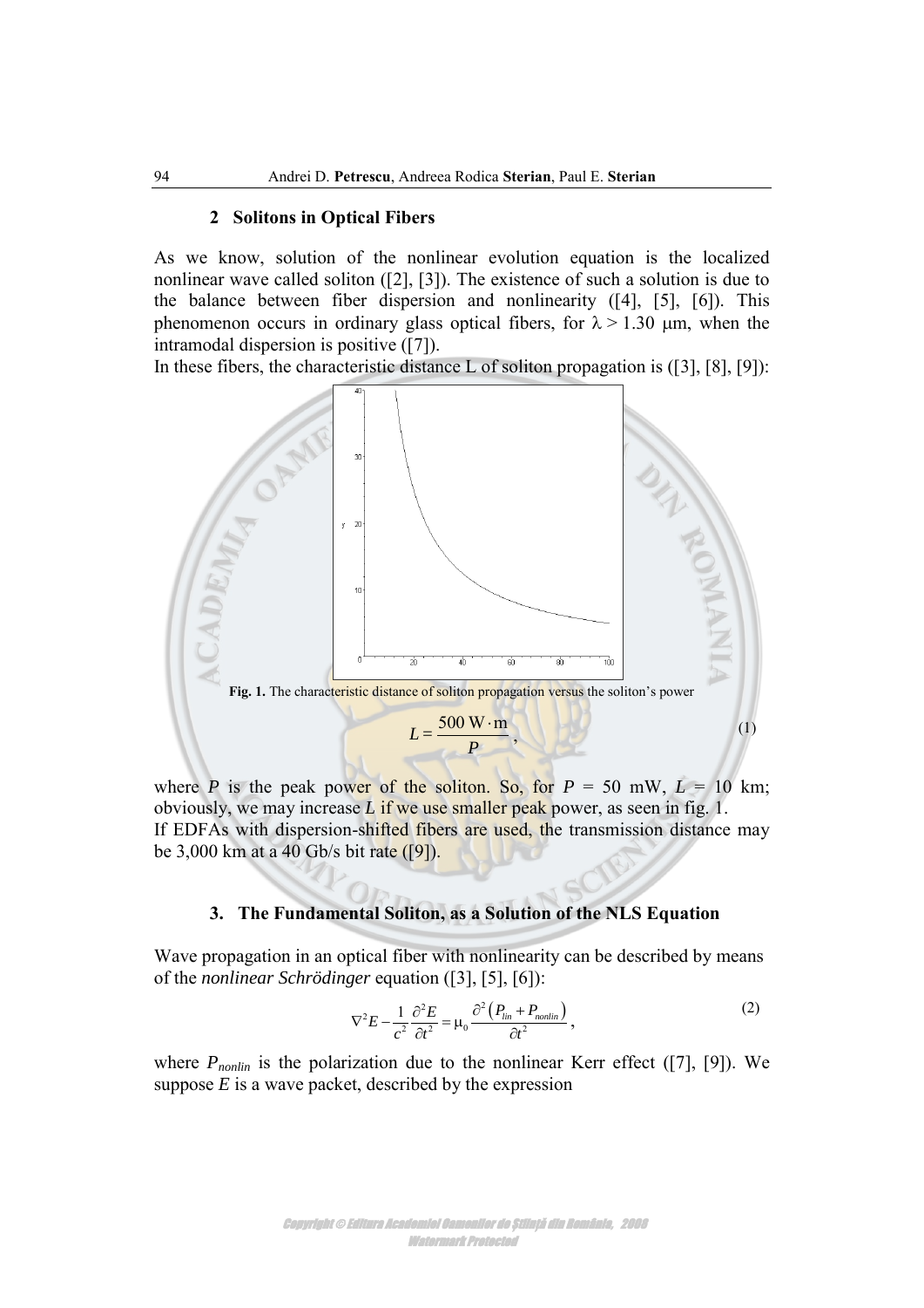## 2 Solitons in Optical Fibers

As we know, solution of the nonlinear evolution equation is the localized nonlinear wave called soliton ([2], [3]). The existence of such a solution is due to the balance between fiber dispersion and nonlinearity ([4], [5], [6]). This phenomenon occurs in ordinary glass optical fibers, for $\lambda > 1.30$ μm, when the intramodal dispersion is positive ([7]).

In these fibers, the characteristic distance L of soliton propagation is ([3], [8], [9]):

**Fig. 1.** The characteristic distance of soliton propagation versus the soliton's power

$$L = \frac{500\ \mathrm{W \cdot m}}{P}, \tag{1}$$

where $P$ is the peak power of the soliton. So, for $P$ = 50 mW, $L$ = 10 km; obviously, we may increase $L$ if we use smaller peak power, as seen in fig. 1.

If EDFAs with dispersion-shifted fibers are used, the transmission distance may be 3,000 km at a 40 Gb/s bit rate ([9]).

## 3. The Fundamental Soliton, as a Solution of the NLS Equation

Wave propagation in an optical fiber with nonlinearity can be described by means of the *nonlinear Schrödinger* equation ([3], [5], [6]):

$$\nabla^2 E - \frac{1}{c^2}\frac{\partial^2 E}{\partial t^2} = \mu_0 \frac{\partial^2 \left(P_{lin} + P_{nonlin}\right)}{\partial t^2}, \tag{2}$$

where $P_{nonlin}$ is the polarization due to the nonlinear Kerr effect ([7], [9]). We suppose $E$ is a wave packet, described by the expression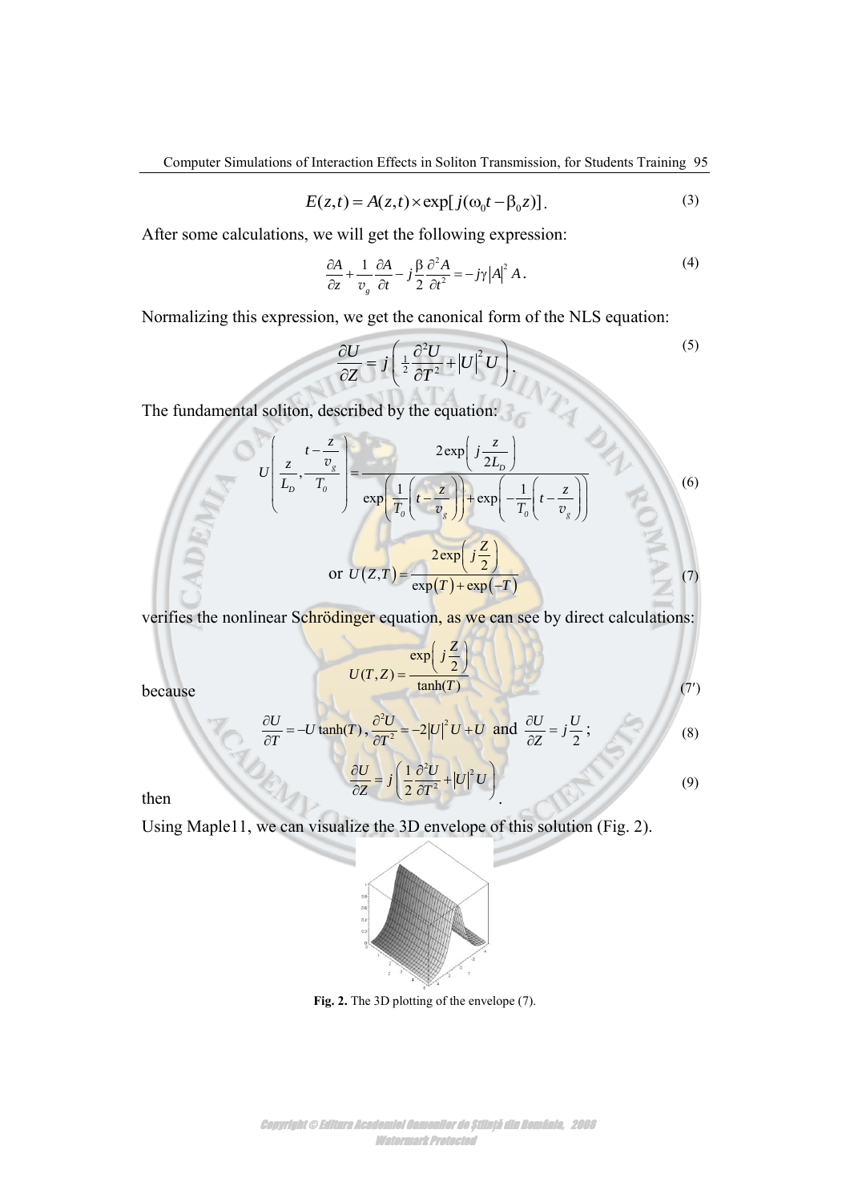$$E(z,t) = A(z,t) \times \exp[j(\omega_0 t - \beta_0 z)]. \tag{3}$$

After some calculations, we will get the following expression:

$$\frac{\partial A}{\partial z} + \frac{1}{v_g}\frac{\partial A}{\partial t} - j\frac{\beta}{2}\frac{\partial^2 A}{\partial t^2} = -j\gamma|A|^2 A. \tag{4}$$

Normalizing this expression, we get the canonical form of the NLS equation:

$$\frac{\partial U}{\partial Z} = j\left(\tfrac{1}{2}\frac{\partial^2 U}{\partial T^2} + |U|^2 U\right). \tag{5}$$

The fundamental soliton, described by the equation:

$$U\left(\frac{z}{L_D}, \frac{t - \frac{z}{v_g}}{T_0}\right) = \frac{2\exp\left(j\frac{z}{2L_D}\right)}{\exp\left(\frac{1}{T_0}\left(t - \frac{z}{v_g}\right)\right) + \exp\left(-\frac{1}{T_0}\left(t - \frac{z}{v_g}\right)\right)} \tag{6}$$

$$\text{or } U(Z,T) = \frac{2\exp\left(j\frac{Z}{2}\right)}{\exp(T) + \exp(-T)} \tag{7}$$

verifies the nonlinear Schrödinger equation, as we can see by direct calculations:

$$U(T,Z) = \frac{\exp\left(j\frac{Z}{2}\right)}{\tanh(T)} \tag{7'}$$

because

$$\frac{\partial U}{\partial T} = -U\tanh(T),\ \frac{\partial^2 U}{\partial T^2} = -2|U|^2 U + U \text{ and } \frac{\partial U}{\partial Z} = j\frac{U}{2}; \tag{8}$$

then

$$\frac{\partial U}{\partial Z} = j\left(\frac{1}{2}\frac{\partial^2 U}{\partial T^2} + |U|^2 U\right). \tag{9}$$

Using Maple11, we can visualize the 3D envelope of this solution (Fig. 2).

**Fig. 2.** The 3D plotting of the envelope (7).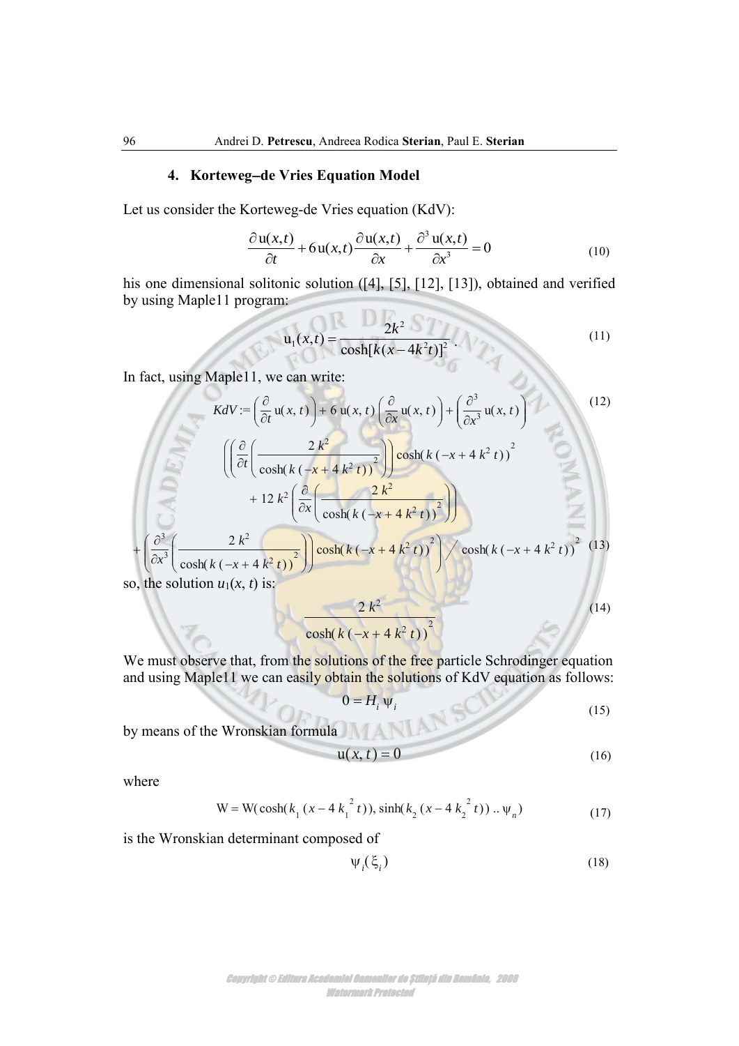## 4. Korteweg–de Vries Equation Model

Let us consider the Korteweg-de Vries equation (KdV):

$$\frac{\partial \mathrm{u}(x,t)}{\partial t} + 6\mathrm{u}(x,t)\frac{\partial \mathrm{u}(x,t)}{\partial x} + \frac{\partial^3 \mathrm{u}(x,t)}{\partial x^3} = 0 \tag{10}$$

his one dimensional solitonic solution ([4], [5], [12], [13]), obtained and verified by using Maple11 program:

$$\mathrm{u}_1(x,t) = \frac{2k^2}{\cosh[k(x-4k^2t)]^2}. \tag{11}$$

In fact, using Maple11, we can write:

$$KdV := \left(\frac{\partial}{\partial t}\mathrm{u}(x,t)\right) + 6\,\mathrm{u}(x,t)\left(\frac{\partial}{\partial x}\mathrm{u}(x,t)\right) + \left(\frac{\partial^3}{\partial x^3}\mathrm{u}(x,t)\right) \tag{12}$$

$$\left(\left(\frac{\partial}{\partial t}\left(\frac{2\,k^2}{\cosh(k\,(-x+4\,k^2\,t))^2}\right)\right)\cosh(k\,(-x+4\,k^2\,t))^2 + 12\,k^2\left(\frac{\partial}{\partial x}\left(\frac{2\,k^2}{\cosh(k\,(-x+4\,k^2\,t))^2}\right)\right) + \left(\frac{\partial^3}{\partial x^3}\left(\frac{2\,k^2}{\cosh(k\,(-x+4\,k^2\,t))^2}\right)\right)\cosh(k\,(-x+4\,k^2\,t))^2\right) \Big/ \cosh(k\,(-x+4\,k^2\,t))^2 \tag{13}$$

so, the solution $u_1(x, t)$ is:

$$\frac{2\,k^2}{\cosh(k\,(-x+4\,k^2\,t))^2} \tag{14}$$

We must observe that, from the solutions of the free particle Schrodinger equation and using Maple11 we can easily obtain the solutions of KdV equation as follows:

$$0 = H_i\,\psi_i \tag{15}$$

by means of the Wronskian formula

$$\mathrm{u}(x,t) = 0 \tag{16}$$

where

$$\mathrm{W} = \mathrm{W}(\cosh(k_1\,(x-4\,k_1^{\;2}\,t)), \sinh(k_2\,(x-4\,k_2^{\;2}\,t))\;..\;\psi_n) \tag{17}$$

is the Wronskian determinant composed of

$$\psi_i(\xi_i) \tag{18}$$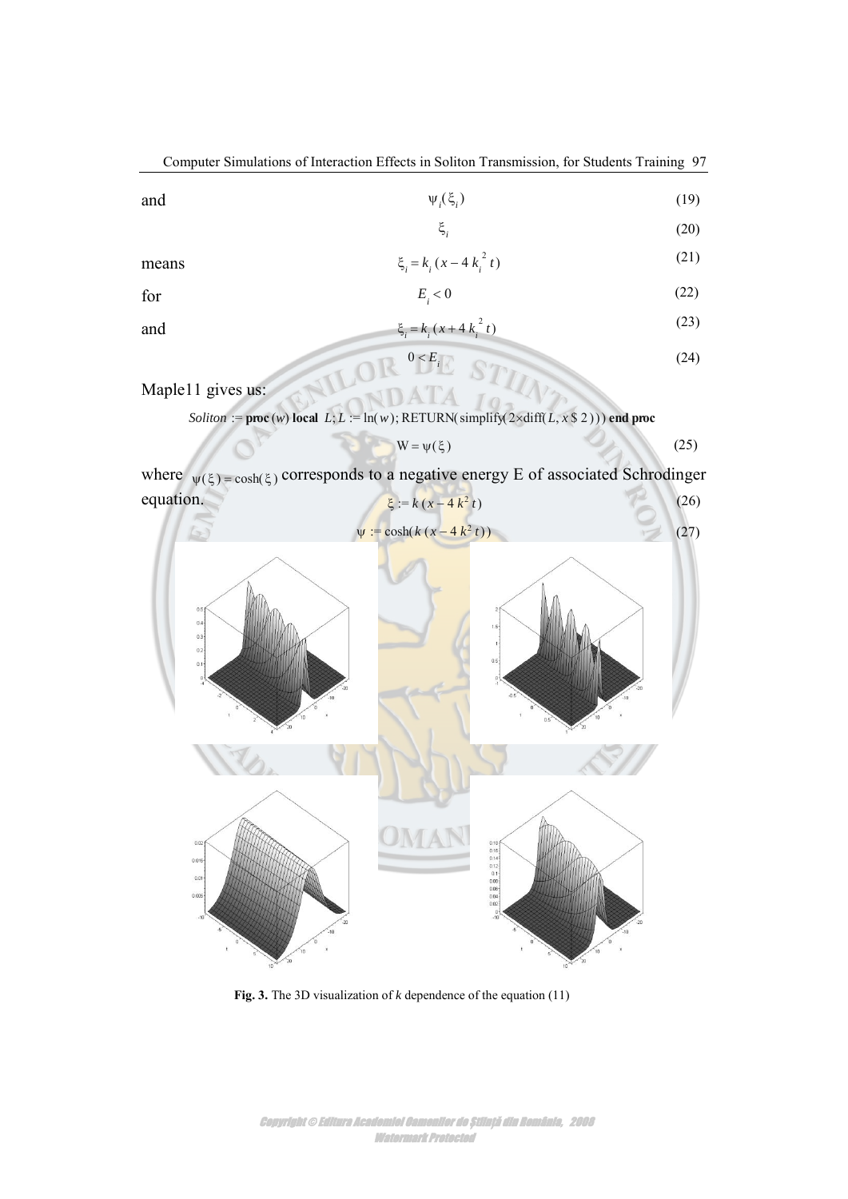and

$$\psi_i(\xi_i) \tag{19}$$

$$\xi_i \tag{20}$$

means

$$\xi_i = k_i\,(x - 4\,k_i^{\,2}\,t) \tag{21}$$

for

$$E_i < 0 \tag{22}$$

and

$$\xi_i = k_i\,(x + 4\,k_i^{\,2}\,t) \tag{23}$$

$$0 < E_i \tag{24}$$

Maple11 gives us:

*Soliton* := **proc** (*w*) **local** *L*; *L* := ln(*w*); RETURN(simplify(2×diff(*L*, *x* $ 2))) **end proc**

$$W = \psi(\xi) \tag{25}$$

where $\psi(\xi) = \cosh(\xi)$ corresponds to a negative energy E of associated Schrodinger equation.

$$\xi := k\,(x - 4\,k^2\,t) \tag{26}$$

$$\psi := \cosh(k\,(x - 4\,k^2\,t)) \tag{27}$$

**Fig. 3.** The 3D visualization of *k* dependence of the equation (11)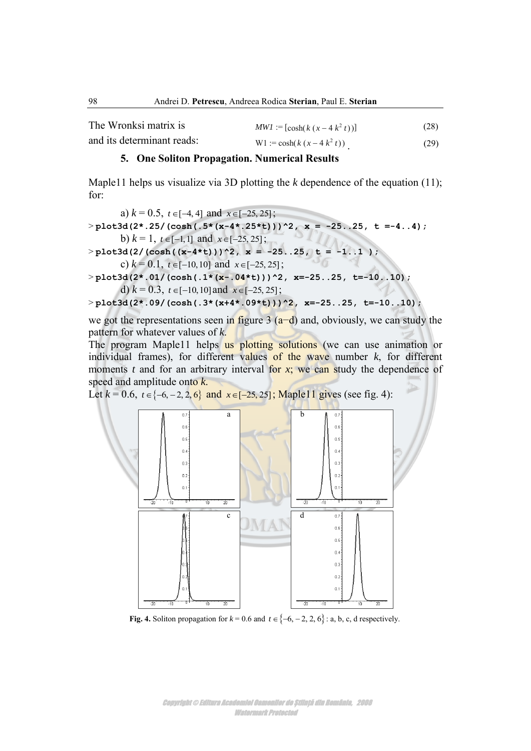The Wronksi matrix is $MW1 := [\cosh(k\,(x-4\,k^2\,t))]$ (28)

and its determinant reads: $W1 := \cosh(k\,(x-4\,k^2\,t))$ . (29)

## 5. One Soliton Propagation. Numerical Results

Maple11 helps us visualize via 3D plotting the *k* dependence of the equation (11); for:

a) $k = 0.5,\ t \in [-4, 4]$ and $x \in [-25, 25]$;

```
> plot3d(2*.25/(cosh(.5*(x-4*.25*t)))^2, x = -25..25, t =-4..4);
```

b) $k = 1,\ t \in [-1, 1]$ and $x \in [-25, 25]$;

```
> plot3d(2/(cosh((x-4*t)))^2, x = -25..25, t = -1..1 );
```

c) $k = 0.1,\ t \in [-10, 10]$ and $x \in [-25, 25]$;

```
> plot3d(2*.01/(cosh(.1*(x-.04*t)))^2, x=-25..25, t=-10..10);
```

d) $k = 0.3,\ t \in [-10, 10]$ and $x \in [-25, 25]$;

```
> plot3d(2*.09/(cosh(.3*(x+4*.09*t)))^2, x=-25..25, t=-10..10);
```

we got the representations seen in figure 3 (a–d) and, obviously, we can study the pattern for whatever values of *k*.

The program Maple11 helps us plotting solutions (we can use animation or individual frames), for different values of the wave number *k*, for different moments *t* and for an arbitrary interval for *x*; we can study the dependence of speed and amplitude onto *k*.

Let $k = 0.6,\ t \in \{-6, -2, 2, 6\}$ and $x \in [-25, 25]$; Maple11 gives (see fig. 4):

**Fig. 4.** Soliton propagation for $k = 0.6$ and $t \in \{-6, -2, 2, 6\}$ : a, b, c, d respectively.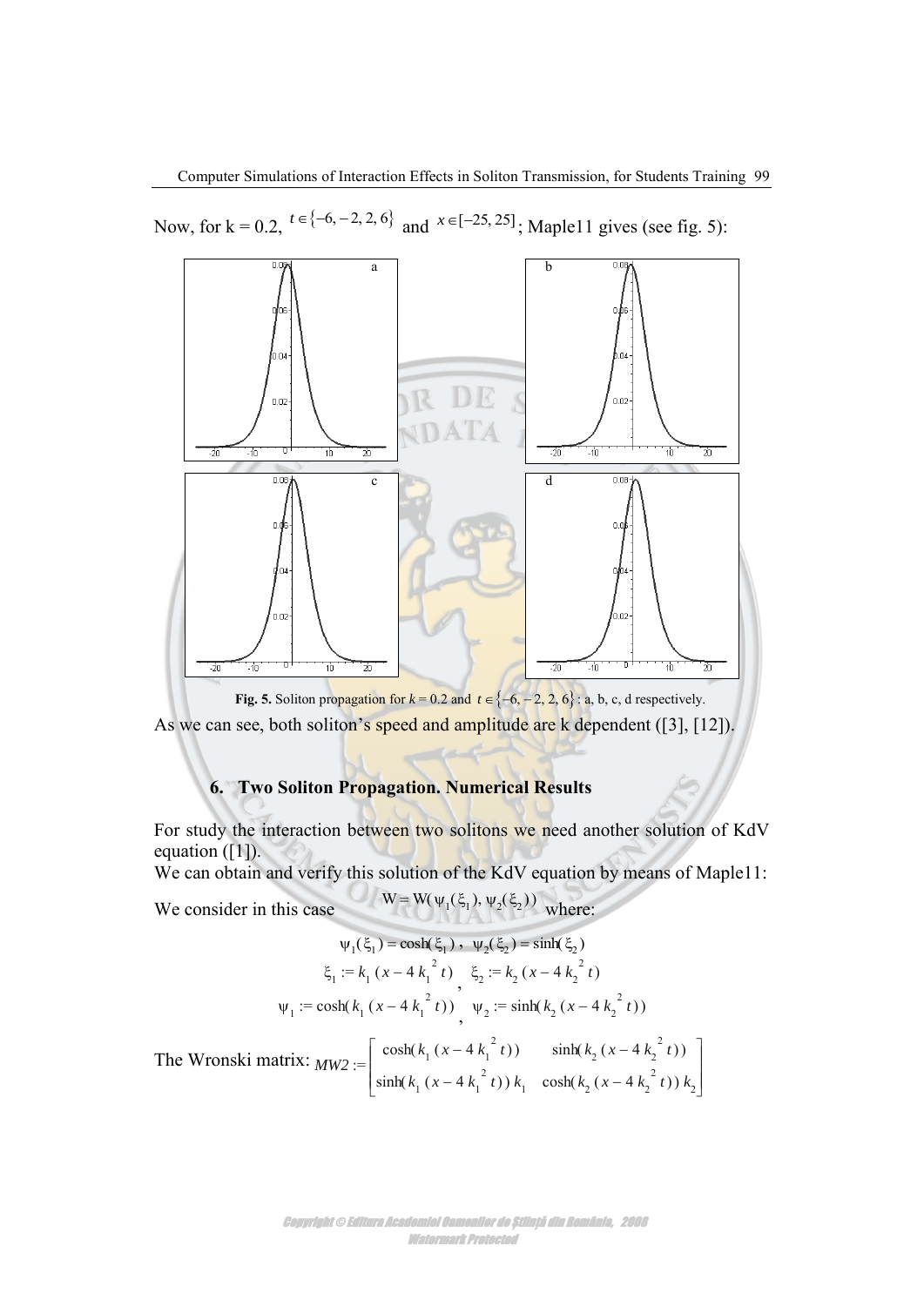Now, for k = 0.2, $t \in \{-6, -2, 2, 6\}$ and $x \in [-25, 25]$; Maple11 gives (see fig. 5):

**Fig. 5.** Soliton propagation for $k = 0.2$ and $t \in \{-6, -2, 2, 6\}$ : a, b, c, d respectively.

As we can see, both soliton's speed and amplitude are k dependent ([3], [12]).

## 6. Two Soliton Propagation. Numerical Results

For study the interaction between two solitons we need another solution of KdV equation ([1]).

We can obtain and verify this solution of the KdV equation by means of Maple11:

We consider in this case $W = W(\psi_1(\xi_1), \psi_2(\xi_2))$ where:

$$\psi_1(\xi_1) = \cosh(\xi_1)\,,\;\; \psi_2(\xi_2) = \sinh(\xi_2)$$

$$\xi_1 := k_1\,(x - 4\,k_1^{\,2}\,t)\,,\;\; \xi_2 := k_2\,(x - 4\,k_2^{\,2}\,t)$$

$$\psi_1 := \cosh(k_1\,(x - 4\,k_1^{\,2}\,t))\,,\;\; \psi_2 := \sinh(k_2\,(x - 4\,k_2^{\,2}\,t))$$

The Wronski matrix: 
$$MW2 := \begin{bmatrix} \cosh(k_1\,(x - 4\,k_1^{\,2}\,t)) & \sinh(k_2\,(x - 4\,k_2^{\,2}\,t)) \\ \sinh(k_1\,(x - 4\,k_1^{\,2}\,t))\,k_1 & \cosh(k_2\,(x - 4\,k_2^{\,2}\,t))\,k_2 \end{bmatrix}$$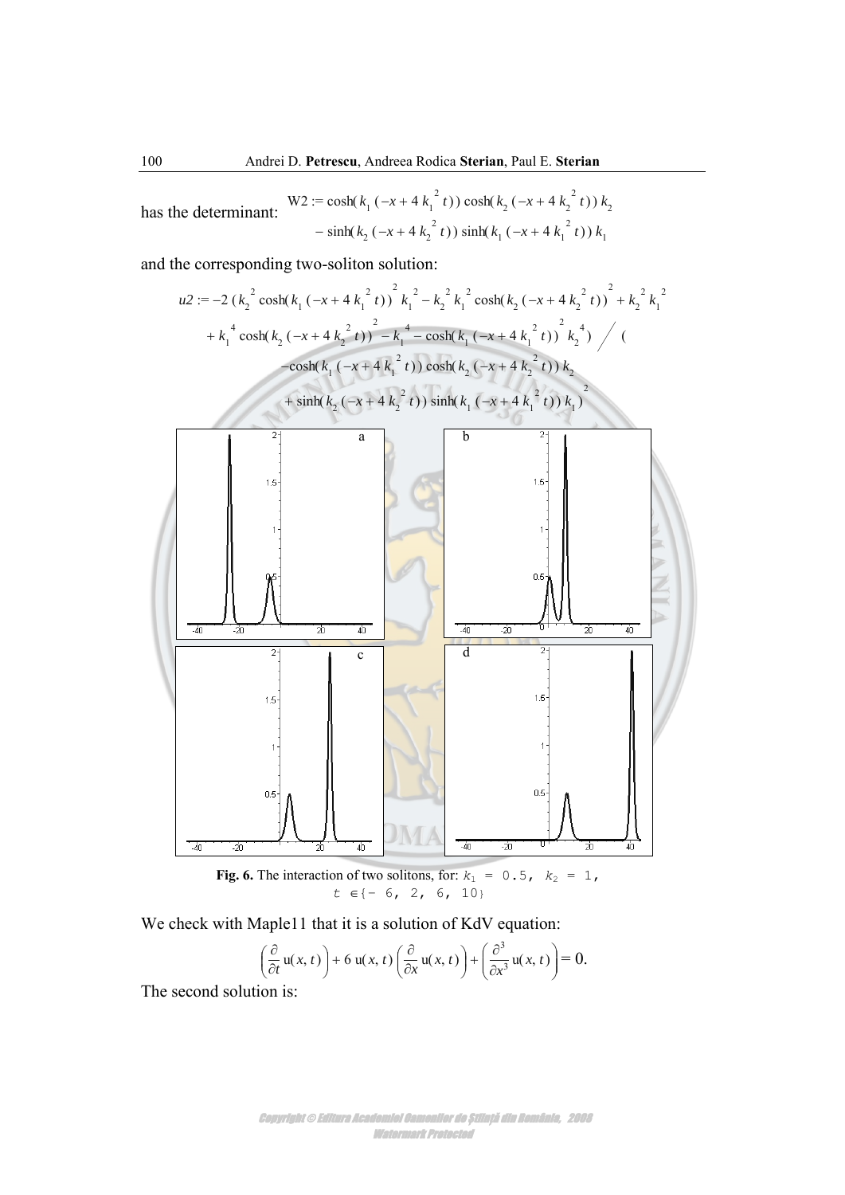has the determinant:

$$W2 := \cosh(k_1(-x+4k_1^2 t))\cosh(k_2(-x+4k_2^2 t))k_2 - \sinh(k_2(-x+4k_2^2 t))\sinh(k_1(-x+4k_1^2 t))k_1$$

and the corresponding two-soliton solution:

$$u2 := -2\left(k_2^2\cosh(k_1(-x+4k_1^2 t))^2 k_1^2 - k_2^2 k_1^2\cosh(k_2(-x+4k_2^2 t))^2 + k_2^2 k_1^2 + k_1^4\cosh(k_2(-x+4k_2^2 t))^2 - k_1^4 - \cosh(k_1(-x+4k_1^2 t))^2 k_2^4\right) \Big/ \left(-\cosh(k_1(-x+4k_1^2 t))\cosh(k_2(-x+4k_2^2 t))k_2 + \sinh(k_2(-x+4k_2^2 t))\sinh(k_1(-x+4k_1^2 t))k_1\right)^2$$

**Fig. 6.** The interaction of two solitons, for: $k_1 = 0.5$, $k_2 = 1$, $t \in \{-6, 2, 6, 10\}$

We check with Maple11 that it is a solution of KdV equation:

$$\left(\frac{\partial}{\partial t}u(x,t)\right) + 6\,u(x,t)\left(\frac{\partial}{\partial x}u(x,t)\right) + \left(\frac{\partial^3}{\partial x^3}u(x,t)\right) = 0.$$

The second solution is: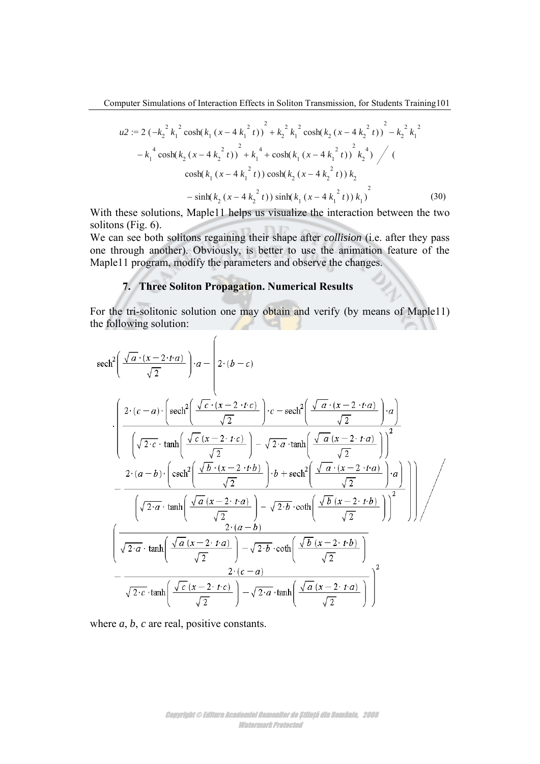$$u2 := 2\,(-k_2^{\,2}\,k_1^{\,2}\cosh(k_1\,(x-4\,k_1^{\,2}\,t))^2 + k_2^{\,2}\,k_1^{\,2}\cosh(k_2\,(x-4\,k_2^{\,2}\,t))^2 - k_2^{\,2}\,k_1^{\,2} - k_1^{\,4}\cosh(k_2\,(x-4\,k_2^{\,2}\,t))^2 + k_1^{\,4} + \cosh(k_1\,(x-4\,k_1^{\,2}\,t))^2\,k_2^{\,4}) \Big/ (\cosh(k_1\,(x-4\,k_1^{\,2}\,t))\cosh(k_2\,(x-4\,k_2^{\,2}\,t))\,k_2 - \sinh(k_2\,(x-4\,k_2^{\,2}\,t))\sinh(k_1\,(x-4\,k_1^{\,2}\,t))\,k_1)^2 \tag{30}$$

With these solutions, Maple11 helps us visualize the interaction between the two solitons (Fig. 6).

We can see both solitons regaining their shape after *collision* (i.e. after they pass one through another). Obviously, is better to use the animation feature of the Maple11 program, modify the parameters and observe the changes.

## 7. Three Soliton Propagation. Numerical Results

For the tri-solitonic solution one may obtain and verify (by means of Maple11) the following solution:

$$\operatorname{sech}^2\!\left(\frac{\sqrt{a}\cdot(x-2\cdot t\cdot a)}{\sqrt{2}}\right)\cdot a - \left(2\cdot(b-c)\cdot\left(\frac{2\cdot(c-a)\cdot\left(\operatorname{sech}^2\!\left(\frac{\sqrt{c}\cdot(x-2\cdot t\cdot c)}{\sqrt{2}}\right)\cdot c - \operatorname{sech}^2\!\left(\frac{\sqrt{a}\cdot(x-2\cdot t\cdot a)}{\sqrt{2}}\right)\cdot a\right)}{\left(\sqrt{2\cdot c}\cdot\tanh\!\left(\frac{\sqrt{c}\,(x-2\cdot t\cdot c)}{\sqrt{2}}\right)-\sqrt{2\cdot a}\cdot\tanh\!\left(\frac{\sqrt{a}\,(x-2\cdot t\cdot a)}{\sqrt{2}}\right)\right)^2} - \frac{2\cdot(a-b)\cdot\left(\operatorname{csch}^2\!\left(\frac{\sqrt{b}\cdot(x-2\cdot t\cdot b)}{\sqrt{2}}\right)\cdot b + \operatorname{sech}^2\!\left(\frac{\sqrt{a}\cdot(x-2\cdot t\cdot a)}{\sqrt{2}}\right)\cdot a\right)}{\left(\sqrt{2\cdot a}\cdot\tanh\!\left(\frac{\sqrt{a}\,(x-2\cdot t\cdot a)}{\sqrt{2}}\right)-\sqrt{2\cdot b}\cdot\coth\!\left(\frac{\sqrt{b}\,(x-2\cdot t\cdot b)}{\sqrt{2}}\right)\right)^2}\right)\right) \Bigg/ \left(\frac{2\cdot(a-b)}{\sqrt{2\cdot a}\cdot\tanh\!\left(\frac{\sqrt{a}\,(x-2\cdot t\cdot a)}{\sqrt{2}}\right)-\sqrt{2\cdot b}\cdot\coth\!\left(\frac{\sqrt{b}\,(x-2\cdot t\cdot b)}{\sqrt{2}}\right)} - \frac{2\cdot(c-a)}{\sqrt{2\cdot c}\cdot\tanh\!\left(\frac{\sqrt{c}\,(x-2\cdot t\cdot c)}{\sqrt{2}}\right)-\sqrt{2\cdot a}\cdot\tanh\!\left(\frac{\sqrt{a}\,(x-2\cdot t\cdot a)}{\sqrt{2}}\right)}\right)^2$$

where $a$, $b$, $c$ are real, positive constants.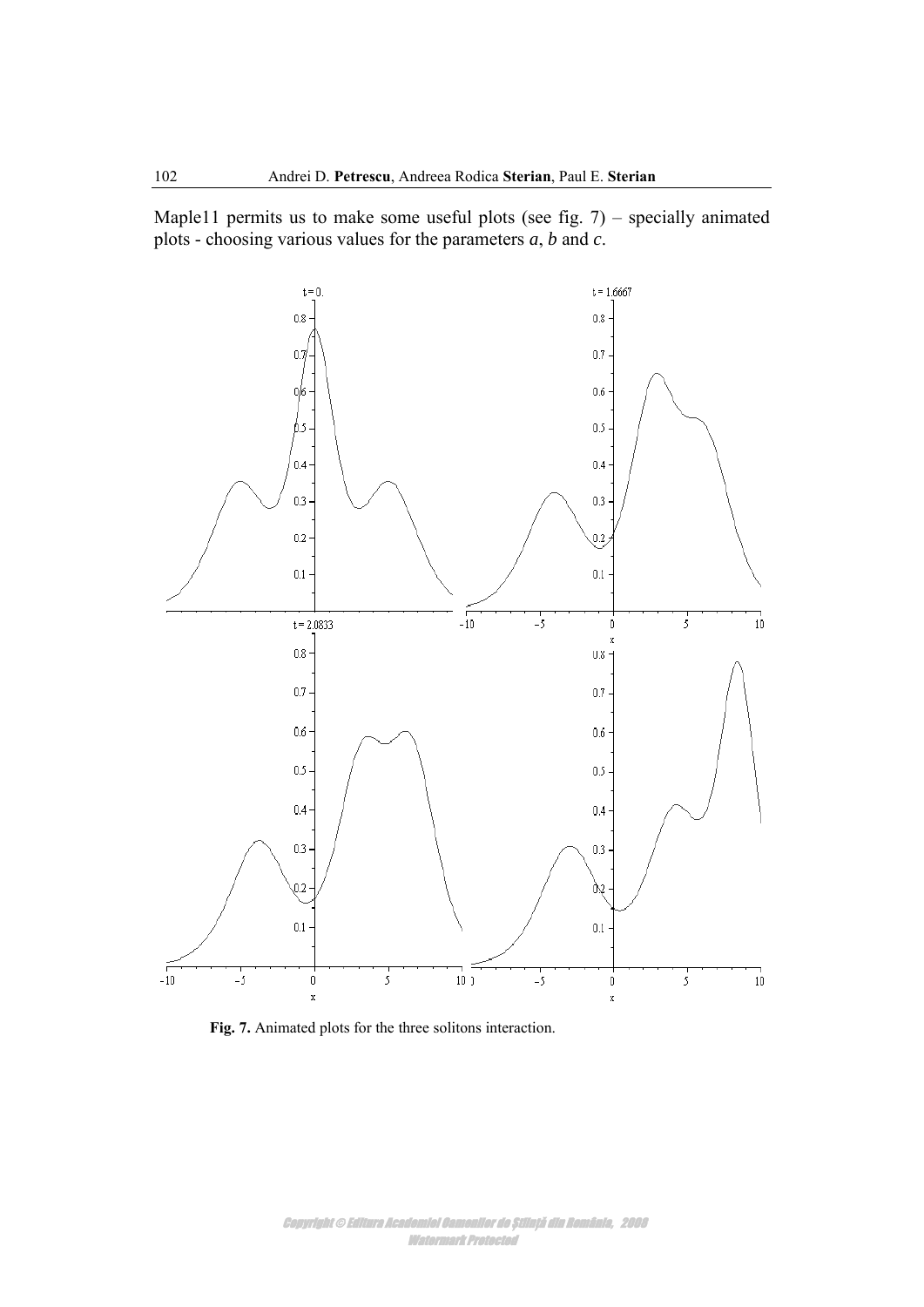Maple11 permits us to make some useful plots (see fig. 7) – specially animated plots - choosing various values for the parameters *a*, *b* and *c*.

**Fig. 7.** Animated plots for the three solitons interaction.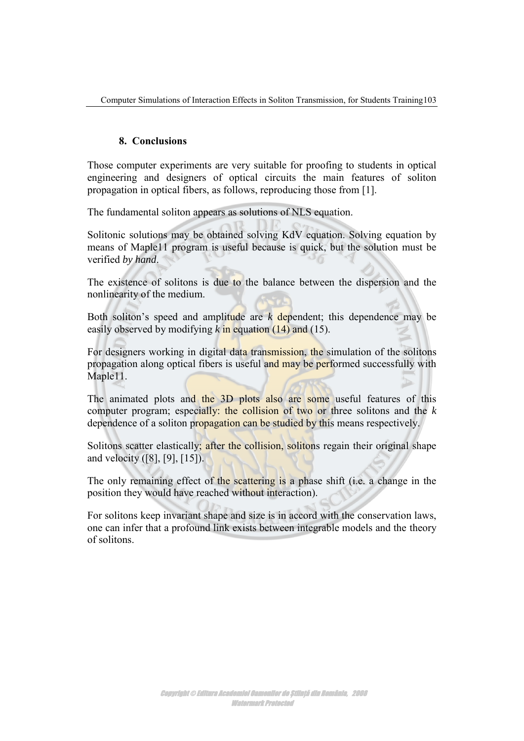## 8. Conclusions

Those computer experiments are very suitable for proofing to students in optical engineering and designers of optical circuits the main features of soliton propagation in optical fibers, as follows, reproducing those from [1].

The fundamental soliton appears as solutions of NLS equation.

Solitonic solutions may be obtained solving KdV equation. Solving equation by means of Maple11 program is useful because is quick, but the solution must be verified *by hand*.

The existence of solitons is due to the balance between the dispersion and the nonlinearity of the medium.

Both soliton's speed and amplitude are $k$ dependent; this dependence may be easily observed by modifying $k$ in equation (14) and (15).

For designers working in digital data transmission, the simulation of the solitons propagation along optical fibers is useful and may be performed successfully with Maple11.

The animated plots and the 3D plots also are some useful features of this computer program; especially: the collision of two or three solitons and the $k$ dependence of a soliton propagation can be studied by this means respectively.

Solitons scatter elastically; after the collision, solitons regain their original shape and velocity ([8], [9], [15]).

The only remaining effect of the scattering is a phase shift (i.e. a change in the position they would have reached without interaction).

For solitons keep invariant shape and size is in accord with the conservation laws, one can infer that a profound link exists between integrable models and the theory of solitons.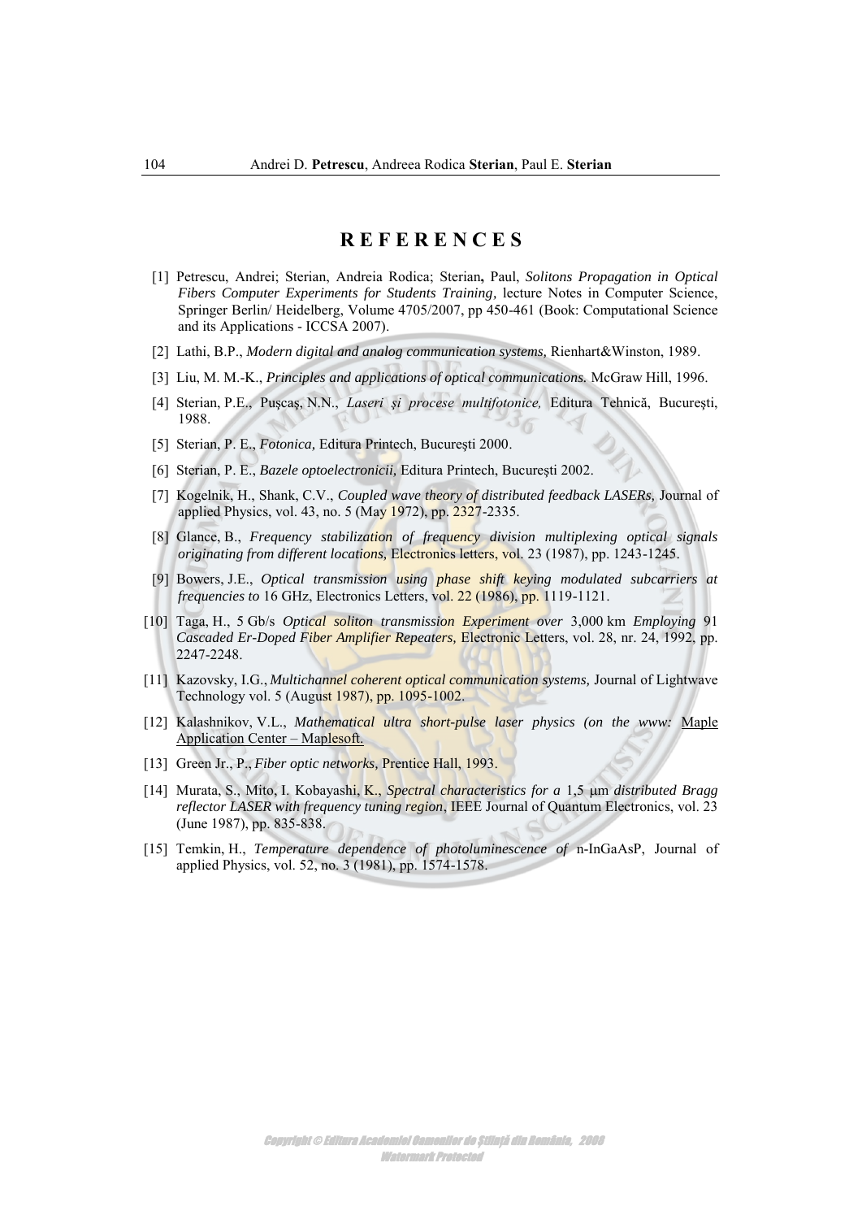# REFERENCES

[1] Petrescu, Andrei; Sterian, Andreia Rodica; Sterian**,** Paul, *Solitons Propagation in Optical Fibers Computer Experiments for Students Training,* lecture Notes in Computer Science, Springer Berlin/ Heidelberg, Volume 4705/2007, pp 450-461 (Book: Computational Science and its Applications - ICCSA 2007).

[2] Lathi, B.P., *Modern digital and analog communication systems,* Rienhart&Winston, 1989.

[3] Liu, M. M.-K., *Principles and applications of optical communications.* McGraw Hill, 1996.

[4] Sterian, P.E., Puşcaş, N.N., *Laseri şi procese multifotonice,* Editura Tehnică, Bucureşti, 1988.

[5] Sterian, P. E., *Fotonica,* Editura Printech, Bucureşti 2000.

[6] Sterian, P. E., *Bazele optoelectronicii,* Editura Printech, Bucureşti 2002.

[7] Kogelnik, H., Shank, C.V., *Coupled wave theory of distributed feedback LASERs,* Journal of applied Physics, vol. 43, no. 5 (May 1972), pp. 2327-2335.

[8] Glance, B., *Frequency stabilization of frequency division multiplexing optical signals originating from different locations,* Electronics letters, vol. 23 (1987), pp. 1243-1245.

[9] Bowers, J.E., *Optical transmission using phase shift keying modulated subcarriers at frequencies to* 16 GHz, Electronics Letters, vol. 22 (1986), pp. 1119-1121.

[10] Taga, H., 5 Gb/s *Optical soliton transmission Experiment over* 3,000 km *Employing* 91 *Cascaded Er-Doped Fiber Amplifier Repeaters,* Electronic Letters, vol. 28, nr. 24, 1992, pp. 2247-2248.

[11] Kazovsky, I.G., *Multichannel coherent optical communication systems,* Journal of Lightwave Technology vol. 5 (August 1987), pp. 1095-1002.

[12] Kalashnikov, V.L., *Mathematical ultra short-pulse laser physics (on the www:* Maple Application Center – Maplesoft.

[13] Green Jr., P., *Fiber optic networks,* Prentice Hall, 1993.

[14] Murata, S., Mito, I. Kobayashi, K., *Spectral characteristics for a* 1,5 μm *distributed Bragg reflector LASER with frequency tuning region*, IEEE Journal of Quantum Electronics, vol. 23 (June 1987), pp. 835-838.

[15] Temkin, H., *Temperature dependence of photoluminescence of* n-InGaAsP, Journal of applied Physics, vol. 52, no. 3 (1981), pp. 1574-1578.